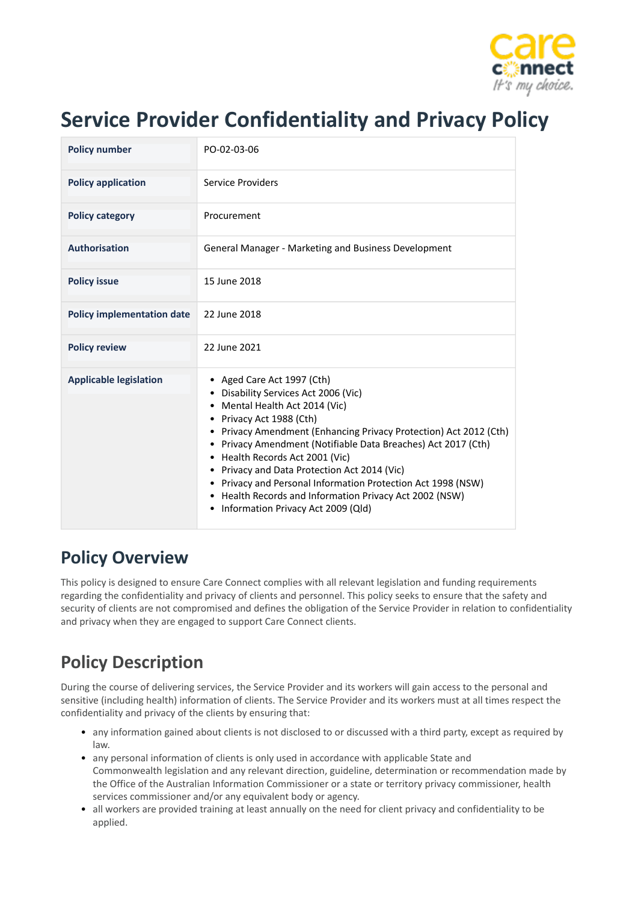# Service Provider Confidentiality and Privacy Policy

| | |
|---|---|
| **Policy number** | PO-02-03-06 |
| **Policy application** | Service Providers |
| **Policy category** | Procurement |
| **Authorisation** | General Manager - Marketing and Business Development |
| **Policy issue** | 15 June 2018 |
| **Policy implementation date** | 22 June 2018 |
| **Policy review** | 22 June 2021 |
| **Applicable legislation** | • Aged Care Act 1997 (Cth)<br>• Disability Services Act 2006 (Vic)<br>• Mental Health Act 2014 (Vic)<br>• Privacy Act 1988 (Cth)<br>• Privacy Amendment (Enhancing Privacy Protection) Act 2012 (Cth)<br>• Privacy Amendment (Notifiable Data Breaches) Act 2017 (Cth)<br>• Health Records Act 2001 (Vic)<br>• Privacy and Data Protection Act 2014 (Vic)<br>• Privacy and Personal Information Protection Act 1998 (NSW)<br>• Health Records and Information Privacy Act 2002 (NSW)<br>• Information Privacy Act 2009 (Qld) |

## Policy Overview

This policy is designed to ensure Care Connect complies with all relevant legislation and funding requirements regarding the confidentiality and privacy of clients and personnel. This policy seeks to ensure that the safety and security of clients are not compromised and defines the obligation of the Service Provider in relation to confidentiality and privacy when they are engaged to support Care Connect clients.

## Policy Description

During the course of delivering services, the Service Provider and its workers will gain access to the personal and sensitive (including health) information of clients. The Service Provider and its workers must at all times respect the confidentiality and privacy of the clients by ensuring that:

- any information gained about clients is not disclosed to or discussed with a third party, except as required by law.
- any personal information of clients is only used in accordance with applicable State and Commonwealth legislation and any relevant direction, guideline, determination or recommendation made by the Office of the Australian Information Commissioner or a state or territory privacy commissioner, health services commissioner and/or any equivalent body or agency.
- all workers are provided training at least annually on the need for client privacy and confidentiality to be applied.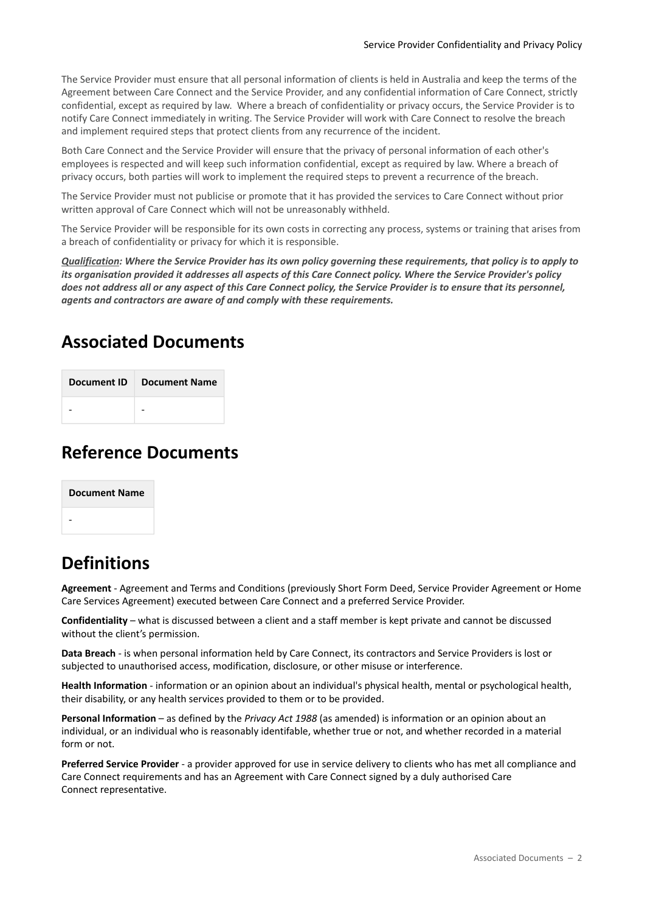The Service Provider must ensure that all personal information of clients is held in Australia and keep the terms of the Agreement between Care Connect and the Service Provider, and any confidential information of Care Connect, strictly confidential, except as required by law.  Where a breach of confidentiality or privacy occurs, the Service Provider is to notify Care Connect immediately in writing. The Service Provider will work with Care Connect to resolve the breach and implement required steps that protect clients from any recurrence of the incident.

Both Care Connect and the Service Provider will ensure that the privacy of personal information of each other's employees is respected and will keep such information confidential, except as required by law. Where a breach of privacy occurs, both parties will work to implement the required steps to prevent a recurrence of the breach.

The Service Provider must not publicise or promote that it has provided the services to Care Connect without prior written approval of Care Connect which will not be unreasonably withheld.

The Service Provider will be responsible for its own costs in correcting any process, systems or training that arises from a breach of confidentiality or privacy for which it is responsible.

***<u>Qualification</u>: Where the Service Provider has its own policy governing these requirements, that policy is to apply to its organisation provided it addresses all aspects of this Care Connect policy. Where the Service Provider's policy does not address all or any aspect of this Care Connect policy, the Service Provider is to ensure that its personnel, agents and contractors are aware of and comply with these requirements.***

## Associated Documents

| Document ID | Document Name |
| --- | --- |
| - | - |

## Reference Documents

| Document Name |
| --- |
| - |

## Definitions

**Agreement** - Agreement and Terms and Conditions (previously Short Form Deed, Service Provider Agreement or Home Care Services Agreement) executed between Care Connect and a preferred Service Provider.

**Confidentiality** – what is discussed between a client and a staff member is kept private and cannot be discussed without the client's permission.

**Data Breach** - is when personal information held by Care Connect, its contractors and Service Providers is lost or subjected to unauthorised access, modification, disclosure, or other misuse or interference.

**Health Information** - information or an opinion about an individual's physical health, mental or psychological health, their disability, or any health services provided to them or to be provided.

**Personal Information** – as defined by the *Privacy Act 1988* (as amended) is information or an opinion about an individual, or an individual who is reasonably identifable, whether true or not, and whether recorded in a material form or not.

**Preferred Service Provider** - a provider approved for use in service delivery to clients who has met all compliance and Care Connect requirements and has an Agreement with Care Connect signed by a duly authorised Care Connect representative.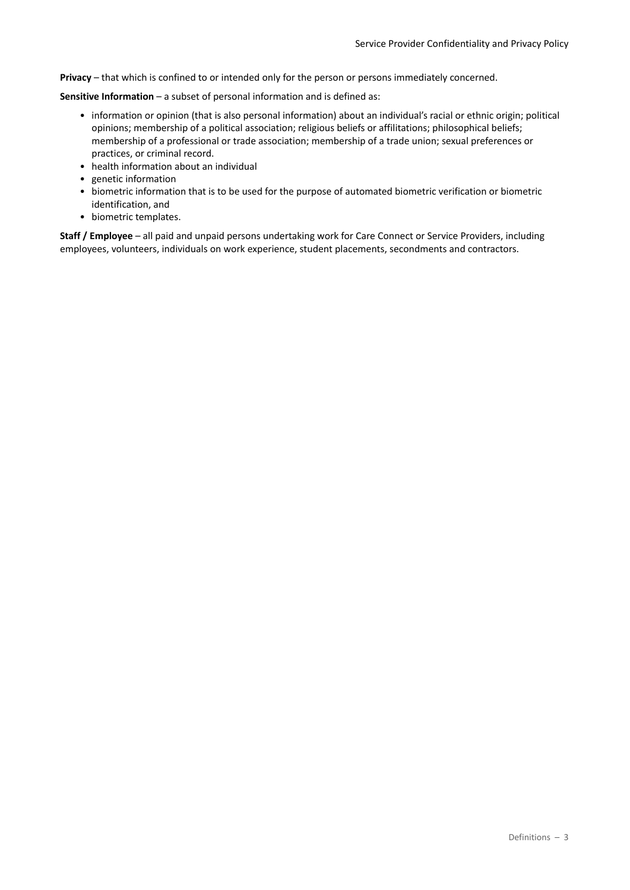**Privacy** – that which is confined to or intended only for the person or persons immediately concerned.

**Sensitive Information** – a subset of personal information and is defined as:

- information or opinion (that is also personal information) about an individual's racial or ethnic origin; political opinions; membership of a political association; religious beliefs or affilitations; philosophical beliefs; membership of a professional or trade association; membership of a trade union; sexual preferences or practices, or criminal record.
- health information about an individual
- genetic information
- biometric information that is to be used for the purpose of automated biometric verification or biometric identification, and
- biometric templates.

**Staff / Employee** – all paid and unpaid persons undertaking work for Care Connect or Service Providers, including employees, volunteers, individuals on work experience, student placements, secondments and contractors.